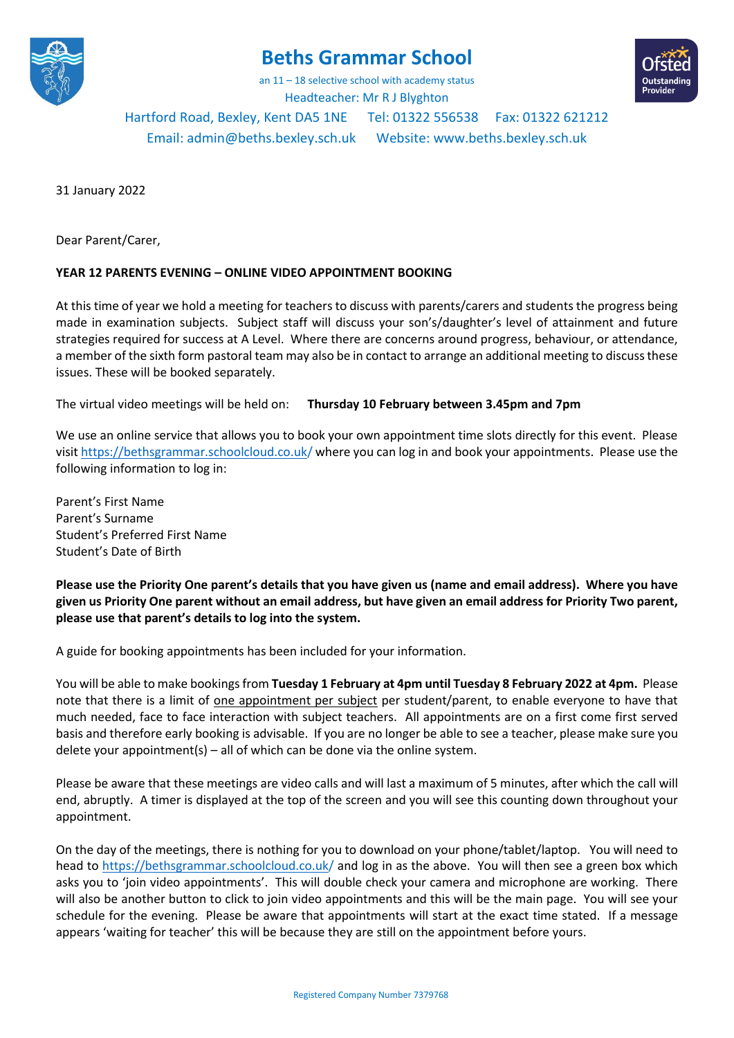# Beths Grammar School

an 11 – 18 selective school with academy status
Headteacher: Mr R J Blyghton
Hartford Road, Bexley, Kent DA5 1NE   Tel: 01322 556538   Fax: 01322 621212
Email: admin@beths.bexley.sch.uk   Website: www.beths.bexley.sch.uk

31 January 2022

Dear Parent/Carer,

**YEAR 12 PARENTS EVENING – ONLINE VIDEO APPOINTMENT BOOKING**

At this time of year we hold a meeting for teachers to discuss with parents/carers and students the progress being made in examination subjects. Subject staff will discuss your son's/daughter's level of attainment and future strategies required for success at A Level. Where there are concerns around progress, behaviour, or attendance, a member of the sixth form pastoral team may also be in contact to arrange an additional meeting to discuss these issues. These will be booked separately.

The virtual video meetings will be held on:   **Thursday 10 February between 3.45pm and 7pm**

We use an online service that allows you to book your own appointment time slots directly for this event. Please visit https://bethsgrammar.schoolcloud.co.uk/ where you can log in and book your appointments. Please use the following information to log in:

Parent's First Name
Parent's Surname
Student's Preferred First Name
Student's Date of Birth

**Please use the Priority One parent's details that you have given us (name and email address). Where you have given us Priority One parent without an email address, but have given an email address for Priority Two parent, please use that parent's details to log into the system.**

A guide for booking appointments has been included for your information.

You will be able to make bookings from **Tuesday 1 February at 4pm until Tuesday 8 February 2022 at 4pm.** Please note that there is a limit of one appointment per subject per student/parent, to enable everyone to have that much needed, face to face interaction with subject teachers. All appointments are on a first come first served basis and therefore early booking is advisable. If you are no longer be able to see a teacher, please make sure you delete your appointment(s) – all of which can be done via the online system.

Please be aware that these meetings are video calls and will last a maximum of 5 minutes, after which the call will end, abruptly. A timer is displayed at the top of the screen and you will see this counting down throughout your appointment.

On the day of the meetings, there is nothing for you to download on your phone/tablet/laptop. You will need to head to https://bethsgrammar.schoolcloud.co.uk/ and log in as the above. You will then see a green box which asks you to 'join video appointments'. This will double check your camera and microphone are working. There will also be another button to click to join video appointments and this will be the main page. You will see your schedule for the evening. Please be aware that appointments will start at the exact time stated. If a message appears 'waiting for teacher' this will be because they are still on the appointment before yours.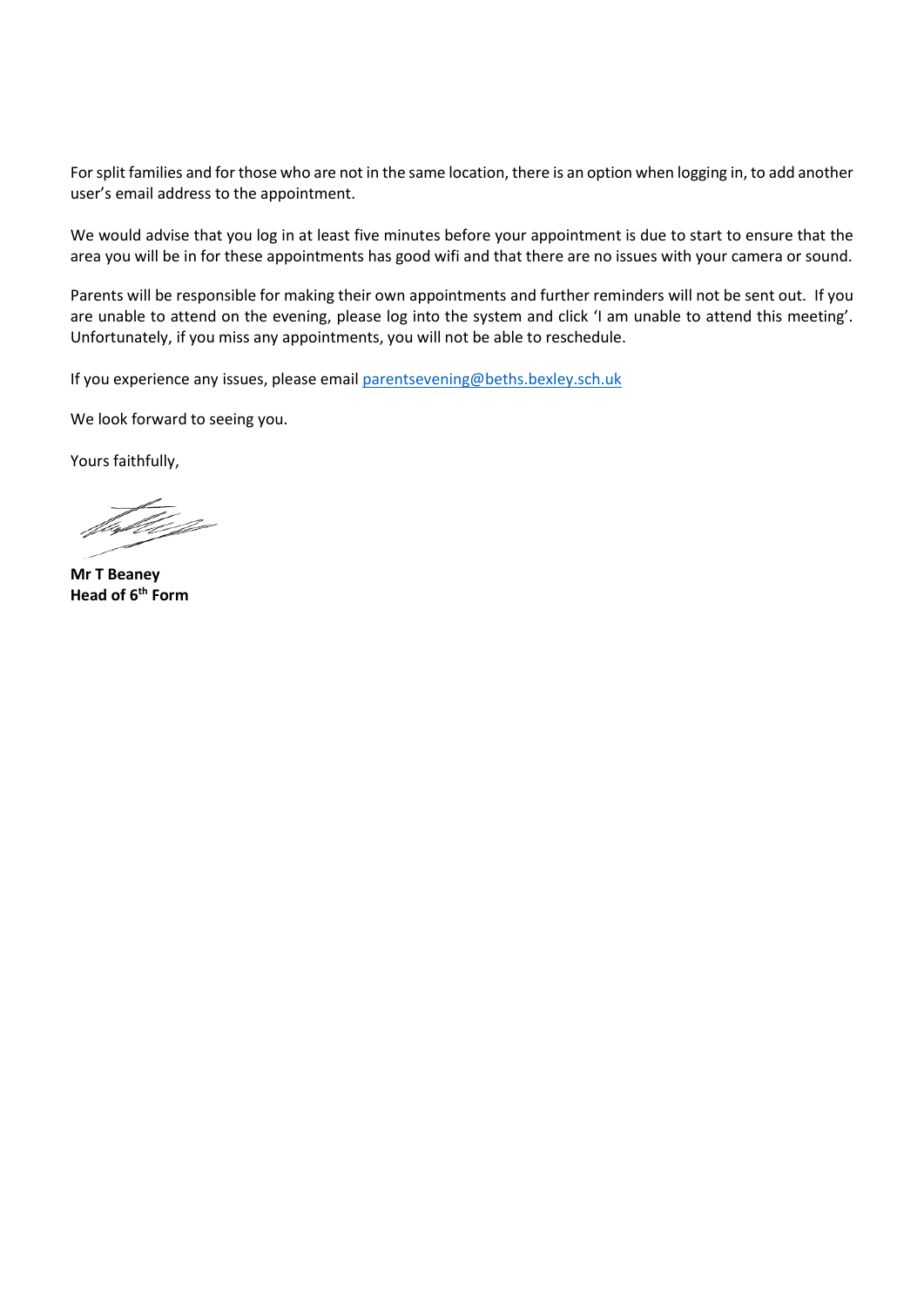For split families and for those who are not in the same location, there is an option when logging in, to add another user's email address to the appointment.

We would advise that you log in at least five minutes before your appointment is due to start to ensure that the area you will be in for these appointments has good wifi and that there are no issues with your camera or sound.

Parents will be responsible for making their own appointments and further reminders will not be sent out. If you are unable to attend on the evening, please log into the system and click 'I am unable to attend this meeting'. Unfortunately, if you miss any appointments, you will not be able to reschedule.

If you experience any issues, please email parentsevening@beths.bexley.sch.uk

We look forward to seeing you.

Yours faithfully,

**Mr T Beaney**
**Head of 6th Form**